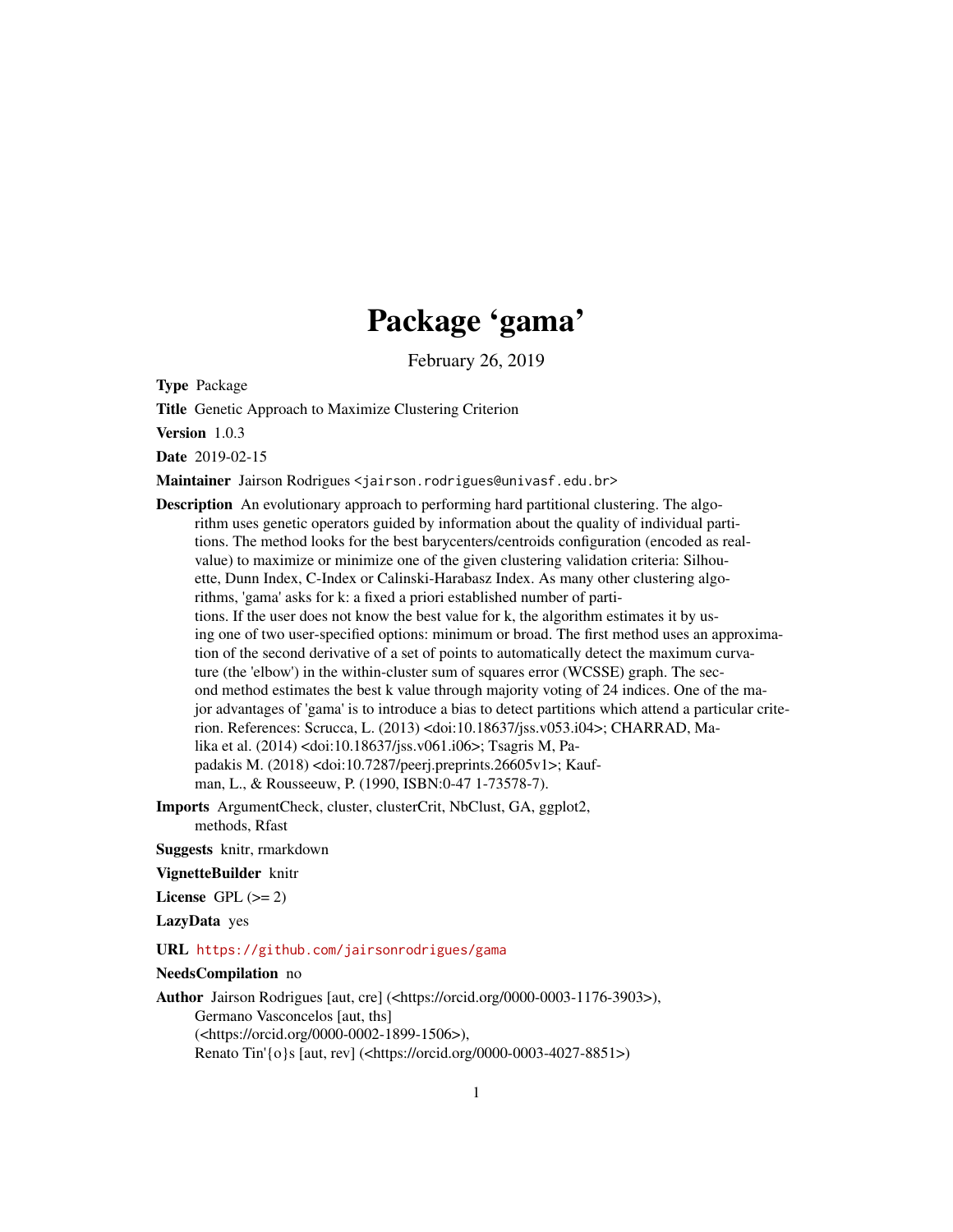# Package 'gama'

February 26, 2019

**Type** Package

**Title** Genetic Approach to Maximize Clustering Criterion

**Version** 1.0.3

**Date** 2019-02-15

**Maintainer** Jairson Rodrigues <jairson.rodrigues@univasf.edu.br>

**Description** An evolutionary approach to performing hard partitional clustering. The algorithm uses genetic operators guided by information about the quality of individual partitions. The method looks for the best barycenters/centroids configuration (encoded as real-value) to maximize or minimize one of the given clustering validation criteria: Silhouette, Dunn Index, C-Index or Calinski-Harabasz Index. As many other clustering algorithms, 'gama' asks for k: a fixed a priori established number of partitions. If the user does not know the best value for k, the algorithm estimates it by using one of two user-specified options: minimum or broad. The first method uses an approximation of the second derivative of a set of points to automatically detect the maximum curvature (the 'elbow') in the within-cluster sum of squares error (WCSSE) graph. The second method estimates the best k value through majority voting of 24 indices. One of the major advantages of 'gama' is to introduce a bias to detect partitions which attend a particular criterion. References: Scrucca, L. (2013) <doi:10.18637/jss.v053.i04>; CHARRAD, Malika et al. (2014) <doi:10.18637/jss.v061.i06>; Tsagris M, Papadakis M. (2018) <doi:10.7287/peerj.preprints.26605v1>; Kaufman, L., & Rousseeuw, P. (1990, ISBN:0-47 1-73578-7).

**Imports** ArgumentCheck, cluster, clusterCrit, NbClust, GA, ggplot2, methods, Rfast

**Suggests** knitr, rmarkdown

**VignetteBuilder** knitr

**License** GPL (>= 2)

**LazyData** yes

**URL** https://github.com/jairsonrodrigues/gama

**NeedsCompilation** no

**Author** Jairson Rodrigues [aut, cre] (<https://orcid.org/0000-0003-1176-3903>), Germano Vasconcelos [aut, ths] (<https://orcid.org/0000-0002-1899-1506>), Renato Tin'{o}s [aut, rev] (<https://orcid.org/0000-0003-4027-8851>)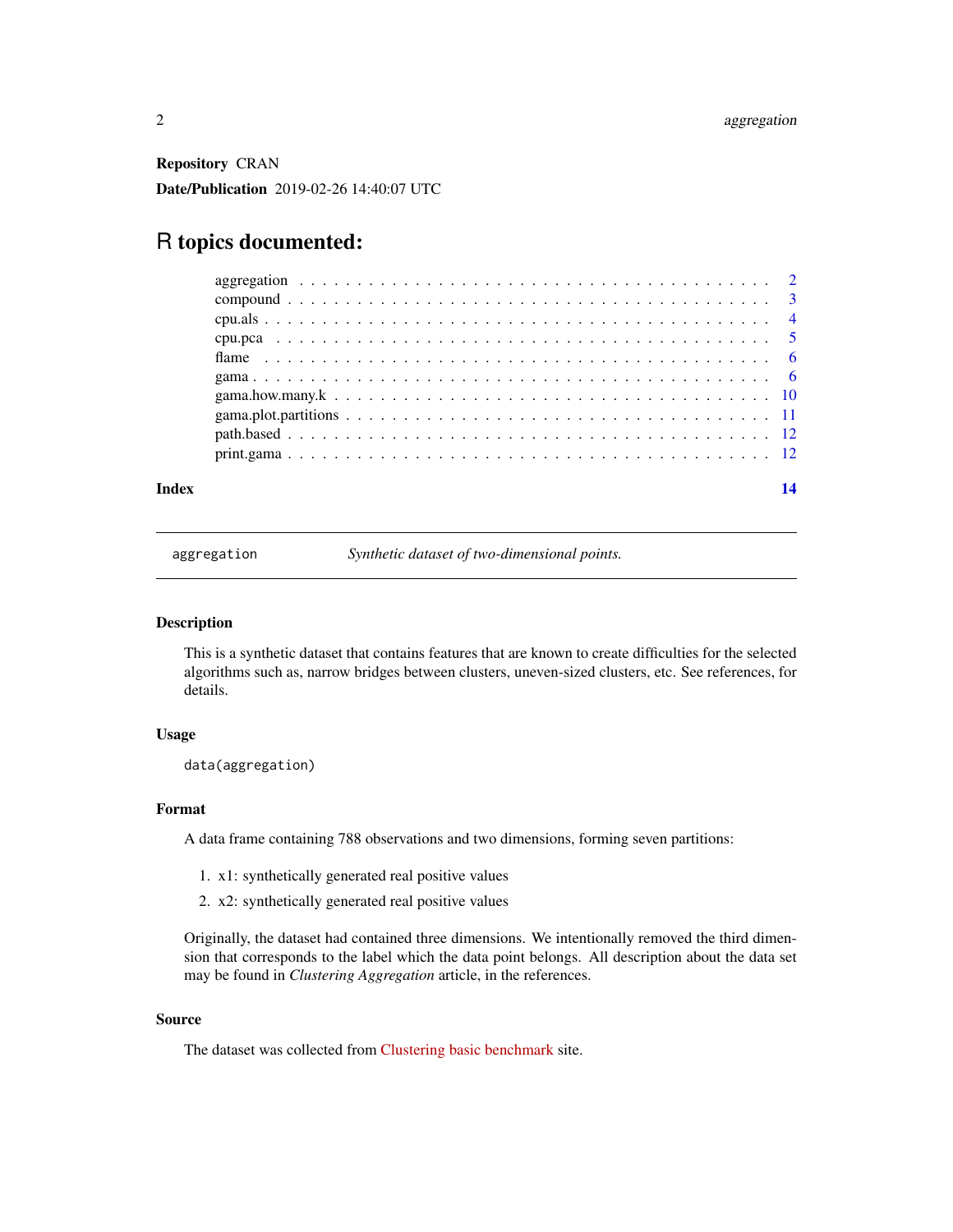**Repository** CRAN

**Date/Publication** 2019-02-26 14:40:07 UTC

# R topics documented:

- aggregation . . . . . . . . . . . . . . . . . . . . . . . . . . . . . . . . . . . . . . . . . . 2
- compound . . . . . . . . . . . . . . . . . . . . . . . . . . . . . . . . . . . . . . . . . . 3
- cpu.als . . . . . . . . . . . . . . . . . . . . . . . . . . . . . . . . . . . . . . . . . . 4
- cpu.pca . . . . . . . . . . . . . . . . . . . . . . . . . . . . . . . . . . . . . . . . . . 5
- flame . . . . . . . . . . . . . . . . . . . . . . . . . . . . . . . . . . . . . . . . . . 6
- gama . . . . . . . . . . . . . . . . . . . . . . . . . . . . . . . . . . . . . . . . . . 6
- gama.how.many.k . . . . . . . . . . . . . . . . . . . . . . . . . . . . . . . . . . . . . . . . . . 10
- gama.plot.partitions . . . . . . . . . . . . . . . . . . . . . . . . . . . . . . . . . . . . . . . . . . 11
- path.based . . . . . . . . . . . . . . . . . . . . . . . . . . . . . . . . . . . . . . . . . . 12
- print.gama . . . . . . . . . . . . . . . . . . . . . . . . . . . . . . . . . . . . . . . . . . 12

**Index** **14**

---

## aggregation — *Synthetic dataset of two-dimensional points.*

### Description

This is a synthetic dataset that contains features that are known to create difficulties for the selected algorithms such as, narrow bridges between clusters, uneven-sized clusters, etc. See references, for details.

### Usage

```
data(aggregation)
```

### Format

A data frame containing 788 observations and two dimensions, forming seven partitions:

1. x1: synthetically generated real positive values
2. x2: synthetically generated real positive values

Originally, the dataset had contained three dimensions. We intentionally removed the third dimension that corresponds to the label which the data point belongs. All description about the data set may be found in *Clustering Aggregation* article, in the references.

### Source

The dataset was collected from Clustering basic benchmark site.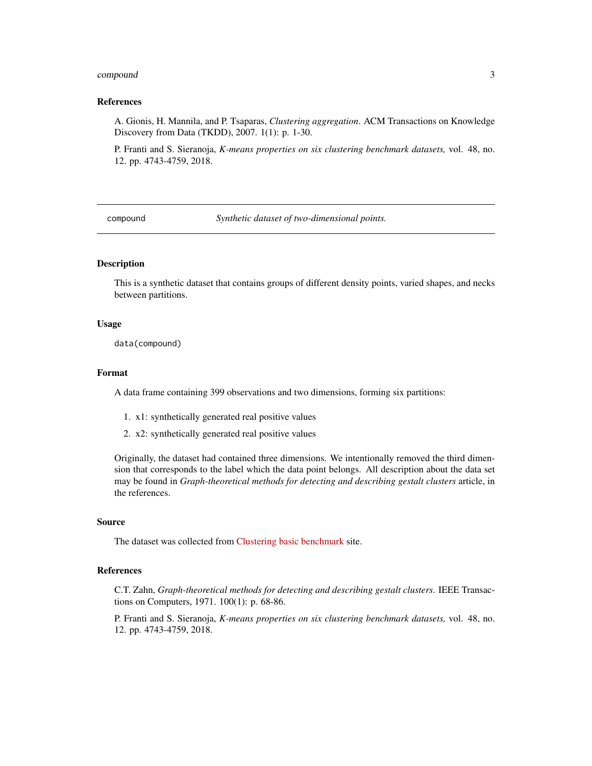## References

A. Gionis, H. Mannila, and P. Tsaparas, *Clustering aggregation*. ACM Transactions on Knowledge Discovery from Data (TKDD), 2007. 1(1): p. 1-30.

P. Franti and S. Sieranoja, *K-means properties on six clustering benchmark datasets,* vol. 48, no. 12. pp. 4743-4759, 2018.

---

# compound — *Synthetic dataset of two-dimensional points.*

---

## Description

This is a synthetic dataset that contains groups of different density points, varied shapes, and necks between partitions.

## Usage

```
data(compound)
```

## Format

A data frame containing 399 observations and two dimensions, forming six partitions:

1. x1: synthetically generated real positive values
2. x2: synthetically generated real positive values

Originally, the dataset had contained three dimensions. We intentionally removed the third dimension that corresponds to the label which the data point belongs. All description about the data set may be found in *Graph-theoretical methods for detecting and describing gestalt clusters* article, in the references.

## Source

The dataset was collected from Clustering basic benchmark site.

## References

C.T. Zahn, *Graph-theoretical methods for detecting and describing gestalt clusters*. IEEE Transactions on Computers, 1971. 100(1): p. 68-86.

P. Franti and S. Sieranoja, *K-means properties on six clustering benchmark datasets,* vol. 48, no. 12. pp. 4743-4759, 2018.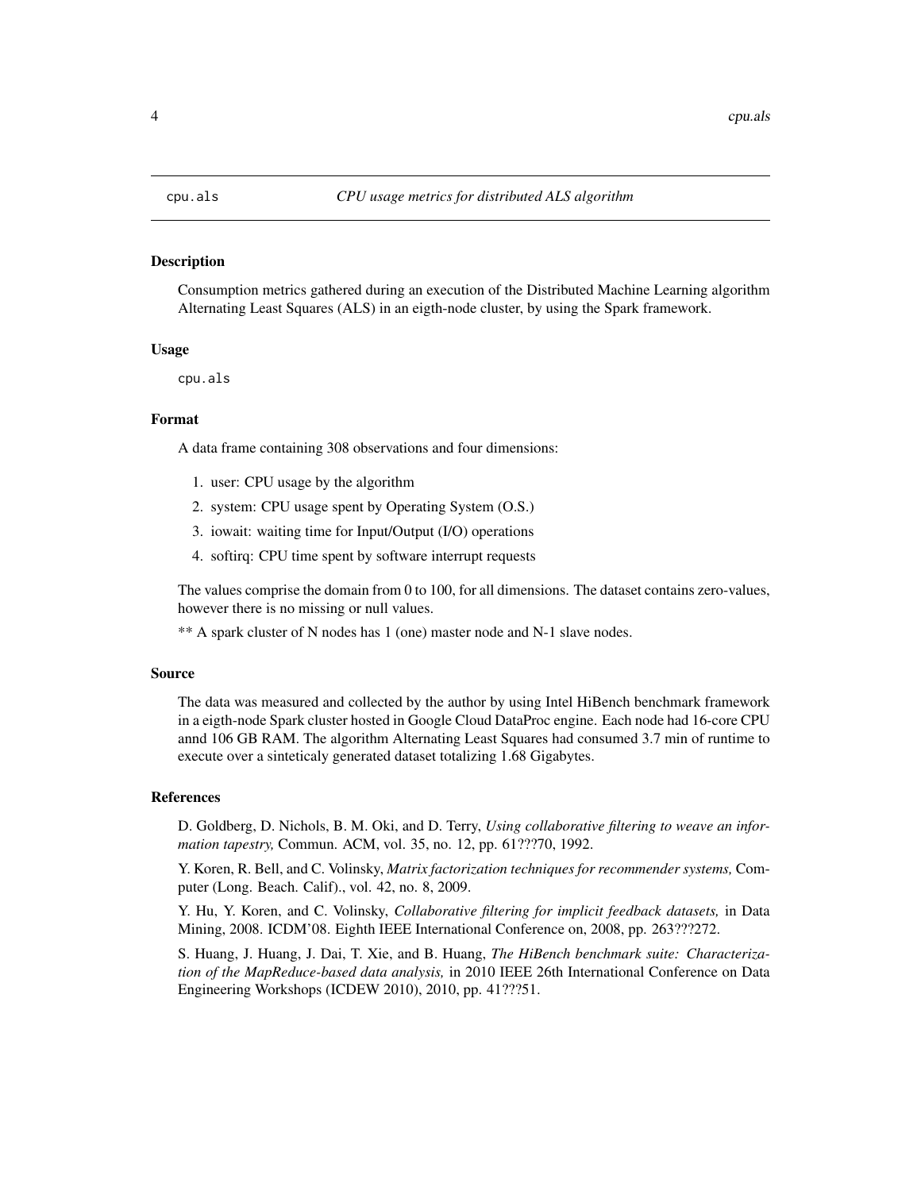cpu.als — *CPU usage metrics for distributed ALS algorithm*

## Description

Consumption metrics gathered during an execution of the Distributed Machine Learning algorithm Alternating Least Squares (ALS) in an eigth-node cluster, by using the Spark framework.

## Usage

```
cpu.als
```

## Format

A data frame containing 308 observations and four dimensions:

1. user: CPU usage by the algorithm
2. system: CPU usage spent by Operating System (O.S.)
3. iowait: waiting time for Input/Output (I/O) operations
4. softirq: CPU time spent by software interrupt requests

The values comprise the domain from 0 to 100, for all dimensions. The dataset contains zero-values, however there is no missing or null values.

** A spark cluster of N nodes has 1 (one) master node and N-1 slave nodes.

## Source

The data was measured and collected by the author by using Intel HiBench benchmark framework in a eigth-node Spark cluster hosted in Google Cloud DataProc engine. Each node had 16-core CPU annd 106 GB RAM. The algorithm Alternating Least Squares had consumed 3.7 min of runtime to execute over a sinteticaly generated dataset totalizing 1.68 Gigabytes.

## References

D. Goldberg, D. Nichols, B. M. Oki, and D. Terry, *Using collaborative filtering to weave an information tapestry,* Commun. ACM, vol. 35, no. 12, pp. 61???70, 1992.

Y. Koren, R. Bell, and C. Volinsky, *Matrix factorization techniques for recommender systems,* Computer (Long. Beach. Calif)., vol. 42, no. 8, 2009.

Y. Hu, Y. Koren, and C. Volinsky, *Collaborative filtering for implicit feedback datasets,* in Data Mining, 2008. ICDM'08. Eighth IEEE International Conference on, 2008, pp. 263???272.

S. Huang, J. Huang, J. Dai, T. Xie, and B. Huang, *The HiBench benchmark suite: Characterization of the MapReduce-based data analysis,* in 2010 IEEE 26th International Conference on Data Engineering Workshops (ICDEW 2010), 2010, pp. 41???51.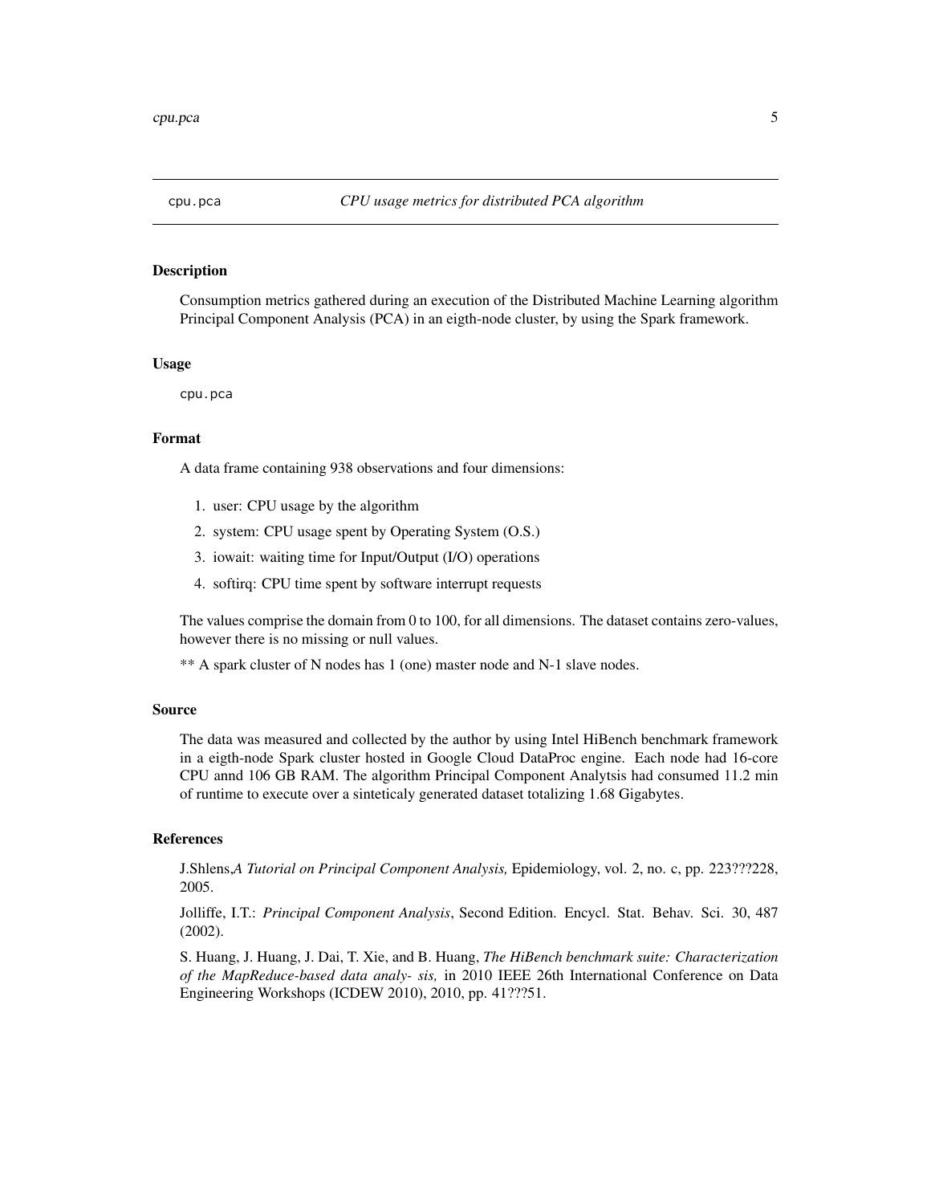cpu.pca *CPU usage metrics for distributed PCA algorithm*

### Description

Consumption metrics gathered during an execution of the Distributed Machine Learning algorithm Principal Component Analysis (PCA) in an eigth-node cluster, by using the Spark framework.

### Usage

```
cpu.pca
```

### Format

A data frame containing 938 observations and four dimensions:

1. user: CPU usage by the algorithm
2. system: CPU usage spent by Operating System (O.S.)
3. iowait: waiting time for Input/Output (I/O) operations
4. softirq: CPU time spent by software interrupt requests

The values comprise the domain from 0 to 100, for all dimensions. The dataset contains zero-values, however there is no missing or null values.

** A spark cluster of N nodes has 1 (one) master node and N-1 slave nodes.

### Source

The data was measured and collected by the author by using Intel HiBench benchmark framework in a eigth-node Spark cluster hosted in Google Cloud DataProc engine. Each node had 16-core CPU annd 106 GB RAM. The algorithm Principal Component Analytsis had consumed 11.2 min of runtime to execute over a sinteticaly generated dataset totalizing 1.68 Gigabytes.

### References

J.Shlens,*A Tutorial on Principal Component Analysis,* Epidemiology, vol. 2, no. c, pp. 223???228, 2005.

Jolliffe, I.T.: *Principal Component Analysis*, Second Edition. Encycl. Stat. Behav. Sci. 30, 487 (2002).

S. Huang, J. Huang, J. Dai, T. Xie, and B. Huang, *The HiBench benchmark suite: Characterization of the MapReduce-based data analy- sis,* in 2010 IEEE 26th International Conference on Data Engineering Workshops (ICDEW 2010), 2010, pp. 41???51.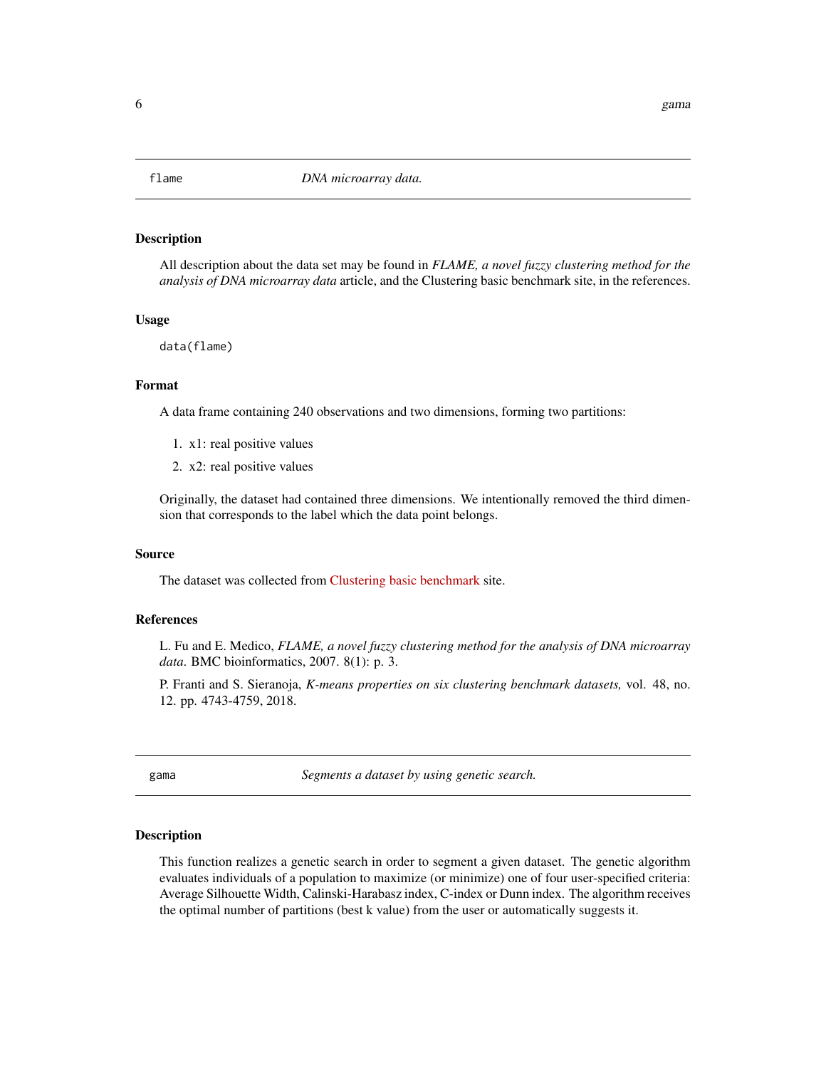## flame — *DNA microarray data.*

### Description

All description about the data set may be found in *FLAME, a novel fuzzy clustering method for the analysis of DNA microarray data* article, and the Clustering basic benchmark site, in the references.

### Usage

```
data(flame)
```

### Format

A data frame containing 240 observations and two dimensions, forming two partitions:

1. x1: real positive values
2. x2: real positive values

Originally, the dataset had contained three dimensions. We intentionally removed the third dimension that corresponds to the label which the data point belongs.

### Source

The dataset was collected from Clustering basic benchmark site.

### References

L. Fu and E. Medico, *FLAME, a novel fuzzy clustering method for the analysis of DNA microarray data*. BMC bioinformatics, 2007. 8(1): p. 3.

P. Franti and S. Sieranoja, *K-means properties on six clustering benchmark datasets,* vol. 48, no. 12. pp. 4743-4759, 2018.

## gama — *Segments a dataset by using genetic search.*

### Description

This function realizes a genetic search in order to segment a given dataset. The genetic algorithm evaluates individuals of a population to maximize (or minimize) one of four user-specified criteria: Average Silhouette Width, Calinski-Harabasz index, C-index or Dunn index. The algorithm receives the optimal number of partitions (best k value) from the user or automatically suggests it.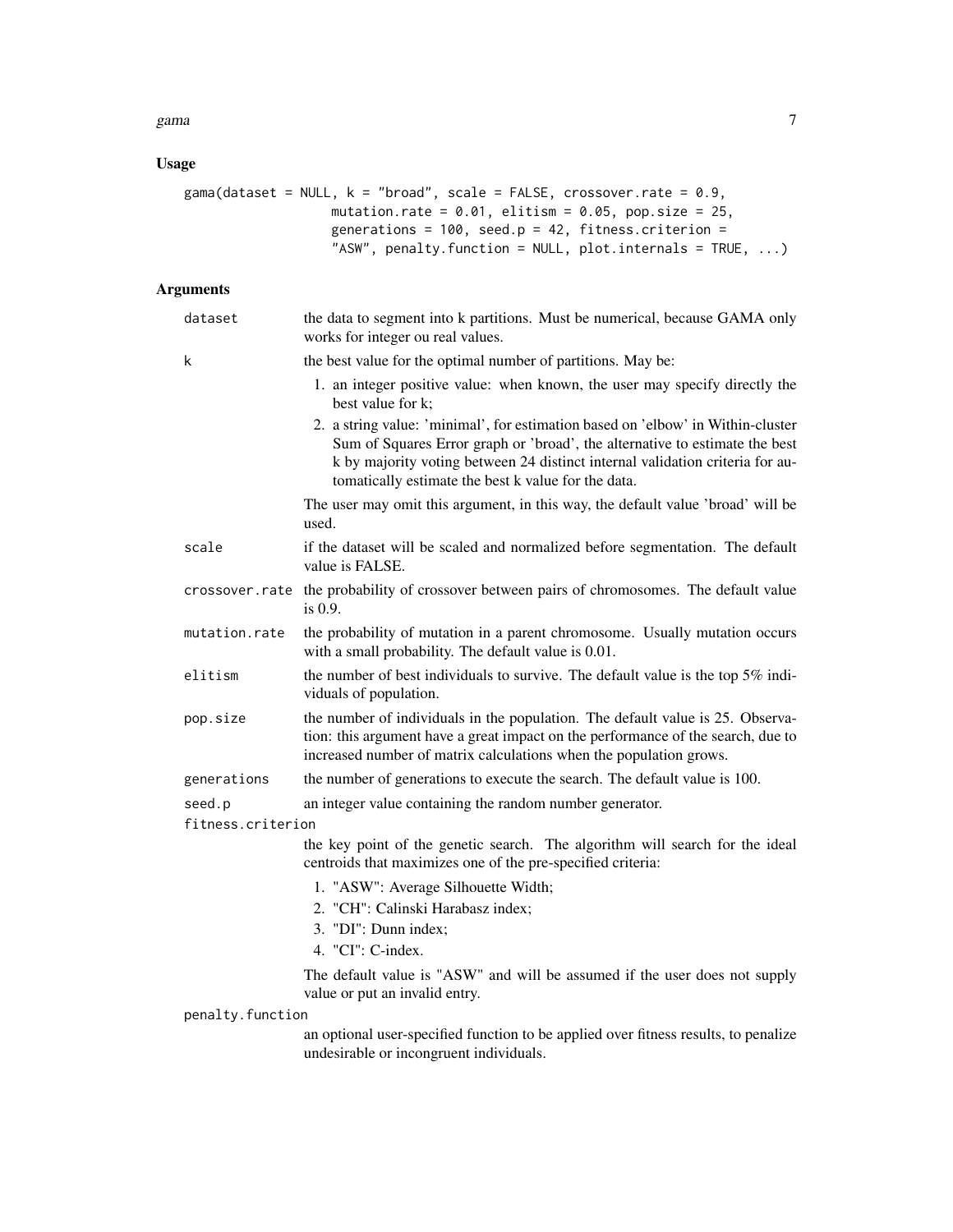## Usage

```
gama(dataset = NULL, k = "broad", scale = FALSE, crossover.rate = 0.9,
                    mutation.rate = 0.01, elitism = 0.05, pop.size = 25,
                    generations = 100, seed.p = 42, fitness.criterion =
                    "ASW", penalty.function = NULL, plot.internals = TRUE, ...)
```

## Arguments

`dataset` the data to segment into k partitions. Must be numerical, because GAMA only works for integer ou real values.

`k` the best value for the optimal number of partitions. May be:

1. an integer positive value: when known, the user may specify directly the best value for k;
2. a string value: 'minimal', for estimation based on 'elbow' in Within-cluster Sum of Squares Error graph or 'broad', the alternative to estimate the best k by majority voting between 24 distinct internal validation criteria for automatically estimate the best k value for the data.

The user may omit this argument, in this way, the default value 'broad' will be used.

`scale` if the dataset will be scaled and normalized before segmentation. The default value is FALSE.

`crossover.rate` the probability of crossover between pairs of chromosomes. The default value is 0.9.

`mutation.rate` the probability of mutation in a parent chromosome. Usually mutation occurs with a small probability. The default value is 0.01.

`elitism` the number of best individuals to survive. The default value is the top 5% individuals of population.

`pop.size` the number of individuals in the population. The default value is 25. Observation: this argument have a great impact on the performance of the search, due to increased number of matrix calculations when the population grows.

`generations` the number of generations to execute the search. The default value is 100.

`seed.p` an integer value containing the random number generator.

`fitness.criterion`

the key point of the genetic search. The algorithm will search for the ideal centroids that maximizes one of the pre-specified criteria:

1. "ASW": Average Silhouette Width;
2. "CH": Calinski Harabasz index;
3. "DI": Dunn index;
4. "CI": C-index.

The default value is "ASW" and will be assumed if the user does not supply value or put an invalid entry.

`penalty.function`

an optional user-specified function to be applied over fitness results, to penalize undesirable or incongruent individuals.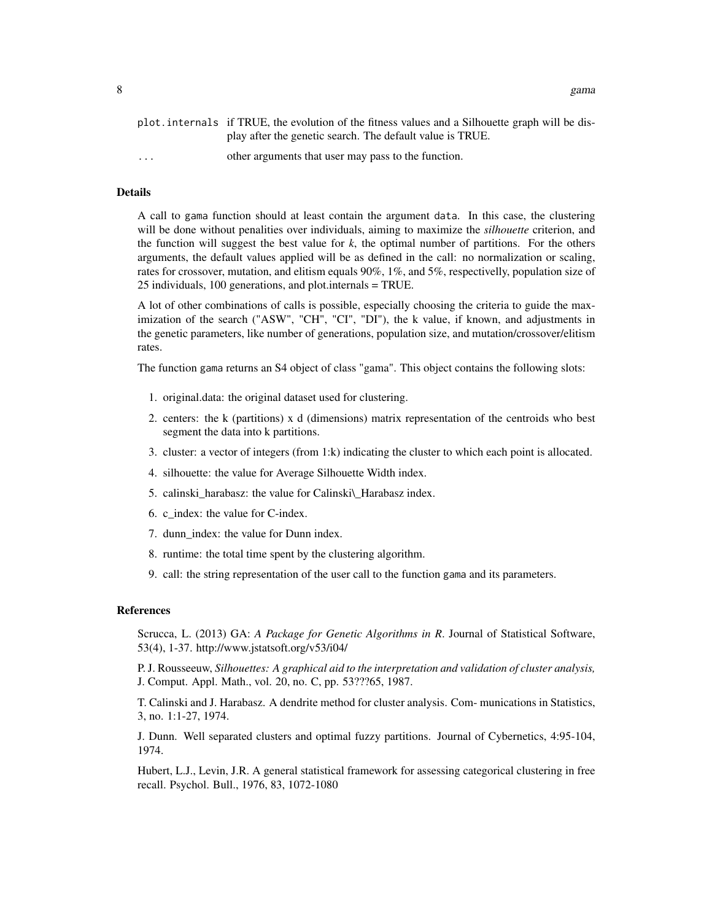| | |
|---|---|
| `plot.internals` | if TRUE, the evolution of the fitness values and a Silhouette graph will be display after the genetic search. The default value is TRUE. |
| `...` | other arguments that user may pass to the function. |

### Details

A call to gama function should at least contain the argument data. In this case, the clustering will be done without penalities over individuals, aiming to maximize the *silhouette* criterion, and the function will suggest the best value for *k*, the optimal number of partitions. For the others arguments, the default values applied will be as defined in the call: no normalization or scaling, rates for crossover, mutation, and elitism equals 90%, 1%, and 5%, respectivelly, population size of 25 individuals, 100 generations, and plot.internals = TRUE.

A lot of other combinations of calls is possible, especially choosing the criteria to guide the maximization of the search ("ASW", "CH", "CI", "DI"), the k value, if known, and adjustments in the genetic parameters, like number of generations, population size, and mutation/crossover/elitism rates.

The function gama returns an S4 object of class "gama". This object contains the following slots:

1. original.data: the original dataset used for clustering.
2. centers: the k (partitions) x d (dimensions) matrix representation of the centroids who best segment the data into k partitions.
3. cluster: a vector of integers (from 1:k) indicating the cluster to which each point is allocated.
4. silhouette: the value for Average Silhouette Width index.
5. calinski_harabasz: the value for Calinski\_Harabasz index.
6. c_index: the value for C-index.
7. dunn_index: the value for Dunn index.
8. runtime: the total time spent by the clustering algorithm.
9. call: the string representation of the user call to the function gama and its parameters.

### References

Scrucca, L. (2013) GA: *A Package for Genetic Algorithms in R*. Journal of Statistical Software, 53(4), 1-37. http://www.jstatsoft.org/v53/i04/

P. J. Rousseeuw, *Silhouettes: A graphical aid to the interpretation and validation of cluster analysis,* J. Comput. Appl. Math., vol. 20, no. C, pp. 53???65, 1987.

T. Calinski and J. Harabasz. A dendrite method for cluster analysis. Com- munications in Statistics, 3, no. 1:1-27, 1974.

J. Dunn. Well separated clusters and optimal fuzzy partitions. Journal of Cybernetics, 4:95-104, 1974.

Hubert, L.J., Levin, J.R. A general statistical framework for assessing categorical clustering in free recall. Psychol. Bull., 1976, 83, 1072-1080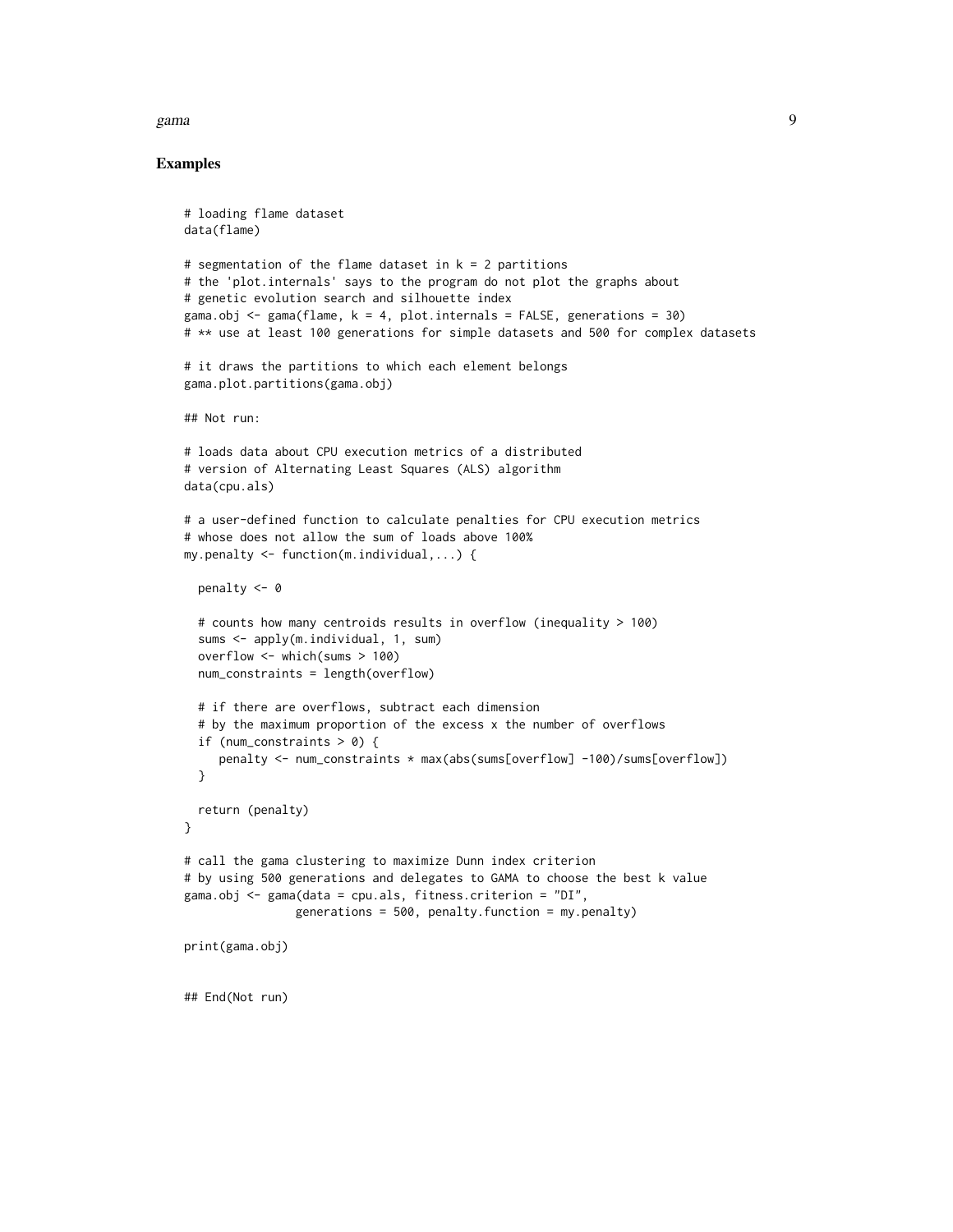## Examples

```
# loading flame dataset
data(flame)

# segmentation of the flame dataset in k = 2 partitions
# the 'plot.internals' says to the program do not plot the graphs about
# genetic evolution search and silhouette index
gama.obj <- gama(flame, k = 4, plot.internals = FALSE, generations = 30)
# ** use at least 100 generations for simple datasets and 500 for complex datasets

# it draws the partitions to which each element belongs
gama.plot.partitions(gama.obj)

## Not run:

# loads data about CPU execution metrics of a distributed
# version of Alternating Least Squares (ALS) algorithm
data(cpu.als)

# a user-defined function to calculate penalties for CPU execution metrics
# whose does not allow the sum of loads above 100%
my.penalty <- function(m.individual,...) {

  penalty <- 0

  # counts how many centroids results in overflow (inequality > 100)
  sums <- apply(m.individual, 1, sum)
  overflow <- which(sums > 100)
  num_constraints = length(overflow)

  # if there are overflows, subtract each dimension
  # by the maximum proportion of the excess x the number of overflows
  if (num_constraints > 0) {
     penalty <- num_constraints * max(abs(sums[overflow] -100)/sums[overflow])
  }

  return (penalty)
}

# call the gama clustering to maximize Dunn index criterion
# by using 500 generations and delegates to GAMA to choose the best k value
gama.obj <- gama(data = cpu.als, fitness.criterion = "DI",
                generations = 500, penalty.function = my.penalty)

print(gama.obj)


## End(Not run)
```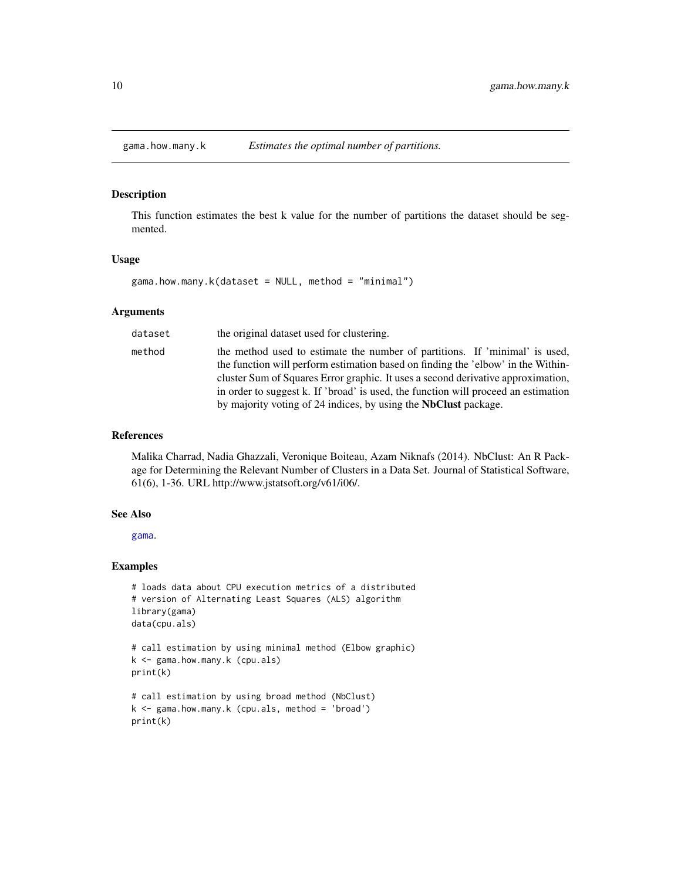# gama.how.many.k *Estimates the optimal number of partitions.*

## Description

This function estimates the best k value for the number of partitions the dataset should be segmented.

## Usage

```
gama.how.many.k(dataset = NULL, method = "minimal")
```

## Arguments

| | |
|---|---|
| dataset | the original dataset used for clustering. |
| method | the method used to estimate the number of partitions. If 'minimal' is used, the function will perform estimation based on finding the 'elbow' in the Within-cluster Sum of Squares Error graphic. It uses a second derivative approximation, in order to suggest k. If 'broad' is used, the function will proceed an estimation by majority voting of 24 indices, by using the **NbClust** package. |

## References

Malika Charrad, Nadia Ghazzali, Veronique Boiteau, Azam Niknafs (2014). NbClust: An R Package for Determining the Relevant Number of Clusters in a Data Set. Journal of Statistical Software, 61(6), 1-36. URL http://www.jstatsoft.org/v61/i06/.

## See Also

gama.

## Examples

```
# loads data about CPU execution metrics of a distributed
# version of Alternating Least Squares (ALS) algorithm
library(gama)
data(cpu.als)

# call estimation by using minimal method (Elbow graphic)
k <- gama.how.many.k (cpu.als)
print(k)

# call estimation by using broad method (NbClust)
k <- gama.how.many.k (cpu.als, method = 'broad')
print(k)
```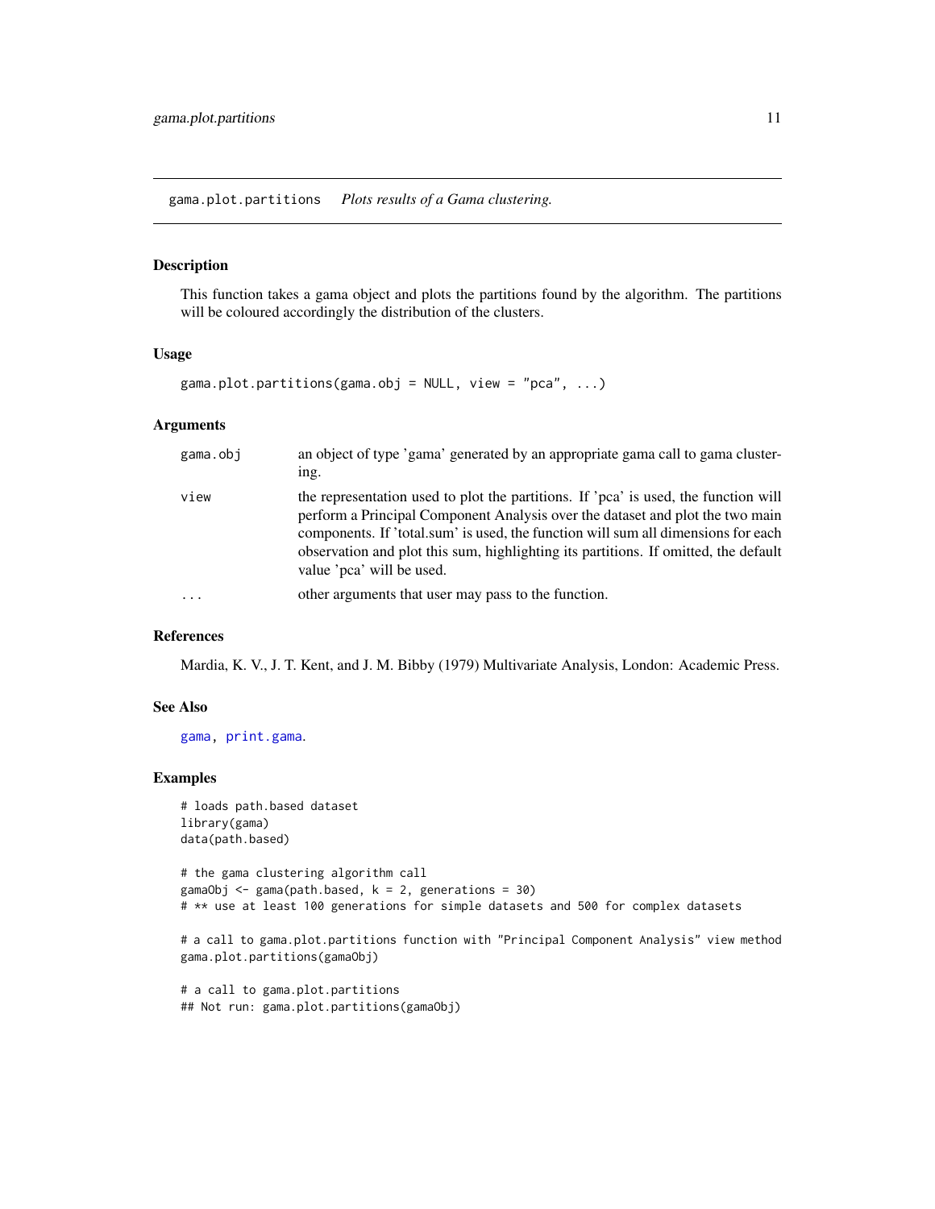## gama.plot.partitions *Plots results of a Gama clustering.*

### Description

This function takes a gama object and plots the partitions found by the algorithm. The partitions will be coloured accordingly the distribution of the clusters.

### Usage

```
gama.plot.partitions(gama.obj = NULL, view = "pca", ...)
```

### Arguments

| | |
|---|---|
| `gama.obj` | an object of type 'gama' generated by an appropriate gama call to gama clustering. |
| `view` | the representation used to plot the partitions. If 'pca' is used, the function will perform a Principal Component Analysis over the dataset and plot the two main components. If 'total.sum' is used, the function will sum all dimensions for each observation and plot this sum, highlighting its partitions. If omitted, the default value 'pca' will be used. |
| `...` | other arguments that user may pass to the function. |

### References

Mardia, K. V., J. T. Kent, and J. M. Bibby (1979) Multivariate Analysis, London: Academic Press.

### See Also

`gama`, `print.gama`.

### Examples

```
# loads path.based dataset
library(gama)
data(path.based)

# the gama clustering algorithm call
gamaObj <- gama(path.based, k = 2, generations = 30)
# ** use at least 100 generations for simple datasets and 500 for complex datasets

# a call to gama.plot.partitions function with "Principal Component Analysis" view method
gama.plot.partitions(gamaObj)

# a call to gama.plot.partitions
## Not run: gama.plot.partitions(gamaObj)
```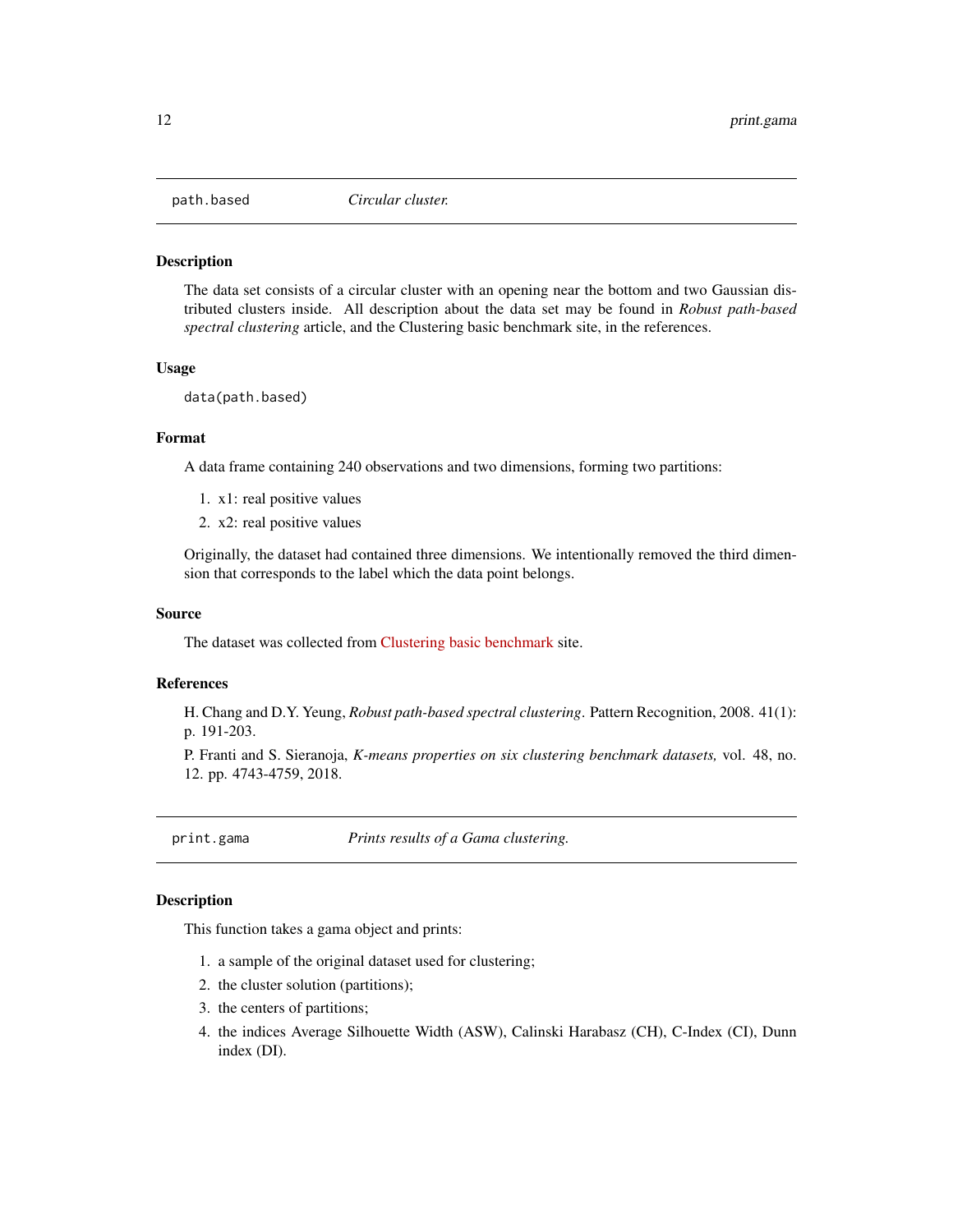## path.based *Circular cluster.*

### Description

The data set consists of a circular cluster with an opening near the bottom and two Gaussian distributed clusters inside. All description about the data set may be found in *Robust path-based spectral clustering* article, and the Clustering basic benchmark site, in the references.

### Usage

```
data(path.based)
```

### Format

A data frame containing 240 observations and two dimensions, forming two partitions:

1. x1: real positive values
2. x2: real positive values

Originally, the dataset had contained three dimensions. We intentionally removed the third dimension that corresponds to the label which the data point belongs.

### Source

The dataset was collected from Clustering basic benchmark site.

### References

H. Chang and D.Y. Yeung, *Robust path-based spectral clustering*. Pattern Recognition, 2008. 41(1): p. 191-203.

P. Franti and S. Sieranoja, *K-means properties on six clustering benchmark datasets,* vol. 48, no. 12. pp. 4743-4759, 2018.

## print.gama *Prints results of a Gama clustering.*

### Description

This function takes a gama object and prints:

1. a sample of the original dataset used for clustering;
2. the cluster solution (partitions);
3. the centers of partitions;
4. the indices Average Silhouette Width (ASW), Calinski Harabasz (CH), C-Index (CI), Dunn index (DI).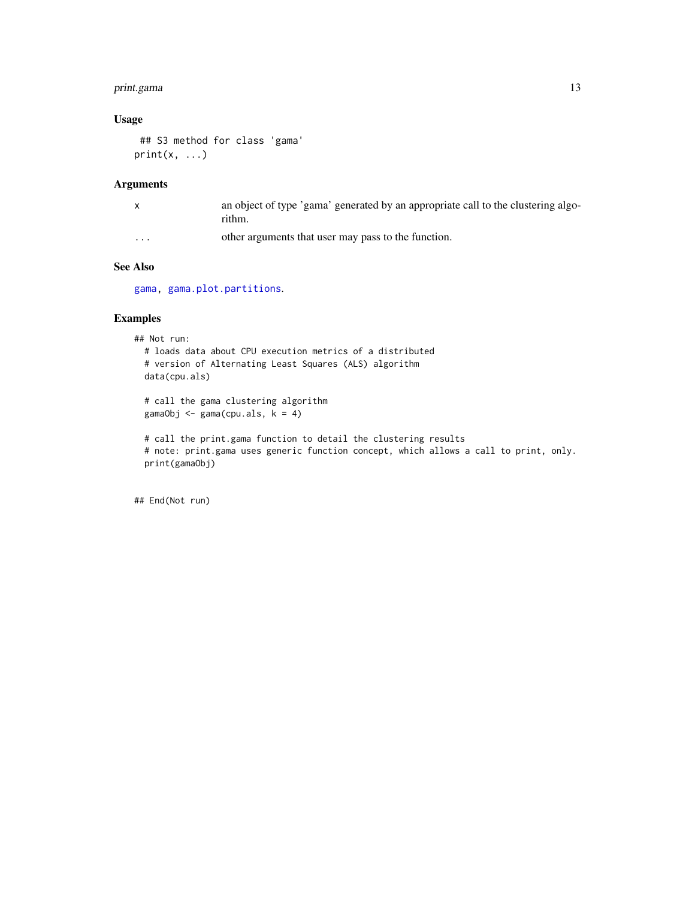### Usage

```
## S3 method for class 'gama'
print(x, ...)
```

### Arguments

| | |
|---|---|
| x | an object of type 'gama' generated by an appropriate call to the clustering algorithm. |
| ... | other arguments that user may pass to the function. |

### See Also

gama, gama.plot.partitions.

### Examples

```
## Not run:
  # loads data about CPU execution metrics of a distributed
  # version of Alternating Least Squares (ALS) algorithm
  data(cpu.als)

  # call the gama clustering algorithm
  gamaObj <- gama(cpu.als, k = 4)

  # call the print.gama function to detail the clustering results
  # note: print.gama uses generic function concept, which allows a call to print, only.
  print(gamaObj)


## End(Not run)
```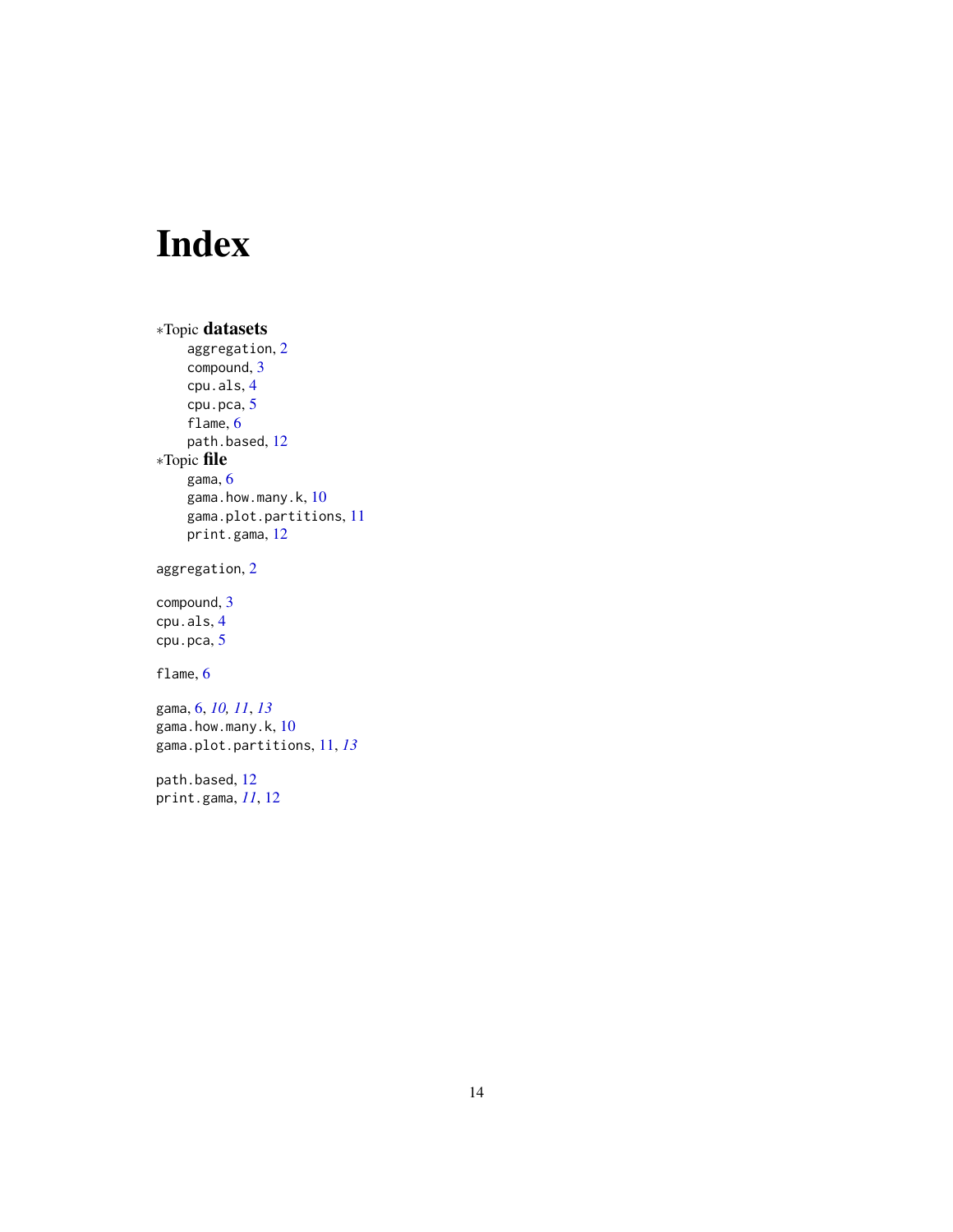# Index

∗Topic **datasets**

- aggregation, 2
- compound, 3
- cpu.als, 4
- cpu.pca, 5
- flame, 6
- path.based, 12

∗Topic **file**

- gama, 6
- gama.how.many.k, 10
- gama.plot.partitions, 11
- print.gama, 12

aggregation, 2

compound, 3
cpu.als, 4
cpu.pca, 5

flame, 6

gama, 6, *10, 11*, *13*
gama.how.many.k, 10
gama.plot.partitions, 11, *13*

path.based, 12
print.gama, *11*, 12